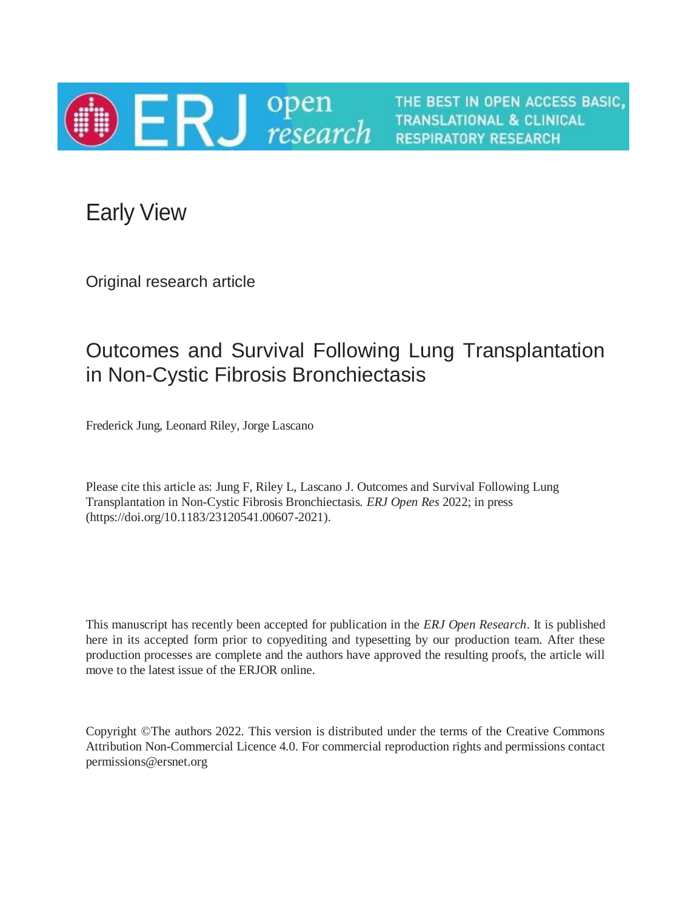# Early View

Original research article

## Outcomes and Survival Following Lung Transplantation in Non-Cystic Fibrosis Bronchiectasis

Frederick Jung, Leonard Riley, Jorge Lascano

Please cite this article as: Jung F, Riley L, Lascano J. Outcomes and Survival Following Lung Transplantation in Non-Cystic Fibrosis Bronchiectasis. *ERJ Open Res* 2022; in press (https://doi.org/10.1183/23120541.00607-2021).

This manuscript has recently been accepted for publication in the *ERJ Open Research*. It is published here in its accepted form prior to copyediting and typesetting by our production team. After these production processes are complete and the authors have approved the resulting proofs, the article will move to the latest issue of the ERJOR online.

Copyright ©The authors 2022. This version is distributed under the terms of the Creative Commons Attribution Non-Commercial Licence 4.0. For commercial reproduction rights and permissions contact permissions@ersnet.org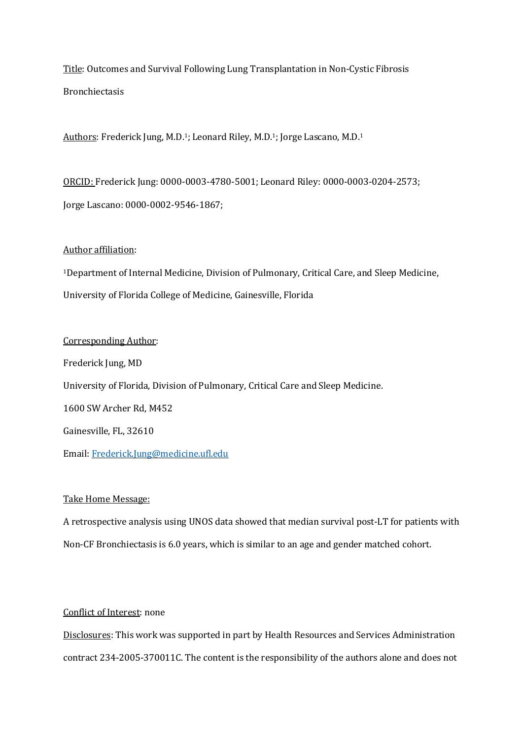Title: Outcomes and Survival Following Lung Transplantation in Non-Cystic Fibrosis Bronchiectasis

Authors: Frederick Jung, M.D.[1]; Leonard Riley, M.D.[1]; Jorge Lascano, M.D.[1]

ORCID: Frederick Jung: 0000-0003-4780-5001; Leonard Riley: 0000-0003-0204-2573; Jorge Lascano: 0000-0002-9546-1867;

Author affiliation:

[1]Department of Internal Medicine, Division of Pulmonary, Critical Care, and Sleep Medicine, University of Florida College of Medicine, Gainesville, Florida

Corresponding Author:

Frederick Jung, MD

University of Florida, Division of Pulmonary, Critical Care and Sleep Medicine.

1600 SW Archer Rd, M452

Gainesville, FL, 32610

Email: Frederick.Jung@medicine.ufl.edu

Take Home Message:

A retrospective analysis using UNOS data showed that median survival post-LT for patients with Non-CF Bronchiectasis is 6.0 years, which is similar to an age and gender matched cohort.

Conflict of Interest: none

Disclosures: This work was supported in part by Health Resources and Services Administration contract 234-2005-370011C. The content is the responsibility of the authors alone and does not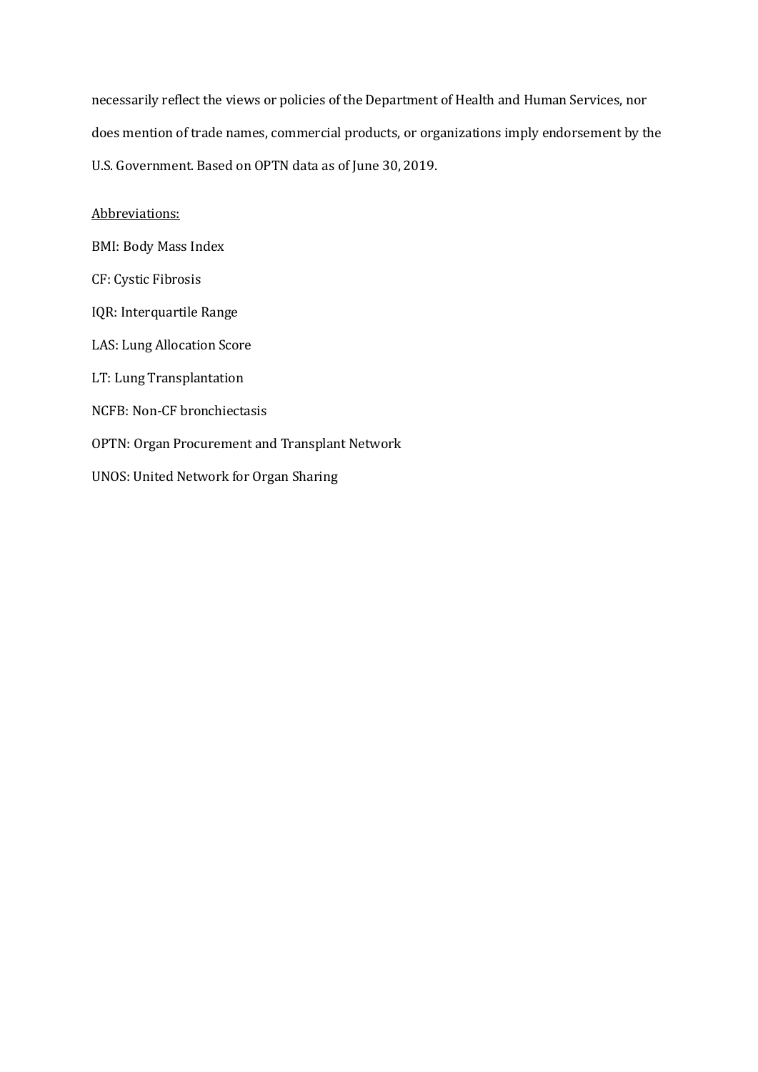necessarily reflect the views or policies of the Department of Health and Human Services, nor does mention of trade names, commercial products, or organizations imply endorsement by the U.S. Government. Based on OPTN data as of June 30, 2019.

<u>Abbreviations:</u>

BMI: Body Mass Index

CF: Cystic Fibrosis

IQR: Interquartile Range

LAS: Lung Allocation Score

LT: Lung Transplantation

NCFB: Non-CF bronchiectasis

OPTN: Organ Procurement and Transplant Network

UNOS: United Network for Organ Sharing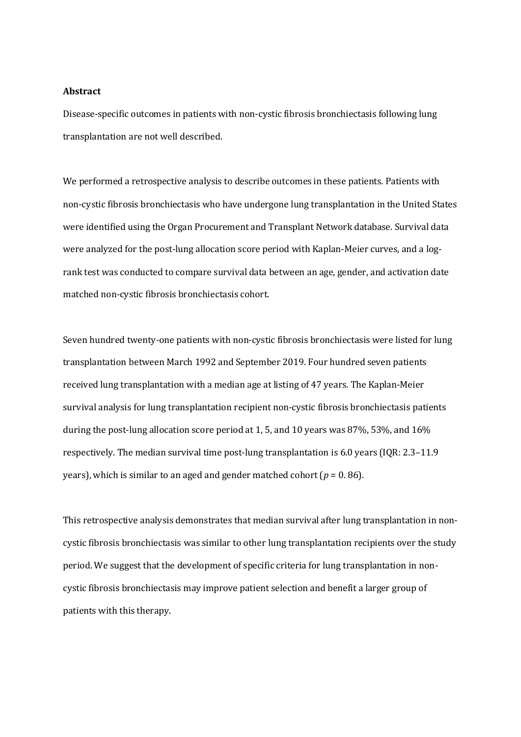**Abstract**

Disease-specific outcomes in patients with non-cystic fibrosis bronchiectasis following lung transplantation are not well described.

We performed a retrospective analysis to describe outcomes in these patients. Patients with non-cystic fibrosis bronchiectasis who have undergone lung transplantation in the United States were identified using the Organ Procurement and Transplant Network database. Survival data were analyzed for the post-lung allocation score period with Kaplan-Meier curves, and a log-rank test was conducted to compare survival data between an age, gender, and activation date matched non-cystic fibrosis bronchiectasis cohort.

Seven hundred twenty-one patients with non-cystic fibrosis bronchiectasis were listed for lung transplantation between March 1992 and September 2019. Four hundred seven patients received lung transplantation with a median age at listing of 47 years. The Kaplan-Meier survival analysis for lung transplantation recipient non-cystic fibrosis bronchiectasis patients during the post-lung allocation score period at 1, 5, and 10 years was 87%, 53%, and 16% respectively. The median survival time post-lung transplantation is 6.0 years (IQR: 2.3–11.9 years), which is similar to an aged and gender matched cohort ($p$ = 0. 86).

This retrospective analysis demonstrates that median survival after lung transplantation in non-cystic fibrosis bronchiectasis was similar to other lung transplantation recipients over the study period. We suggest that the development of specific criteria for lung transplantation in non-cystic fibrosis bronchiectasis may improve patient selection and benefit a larger group of patients with this therapy.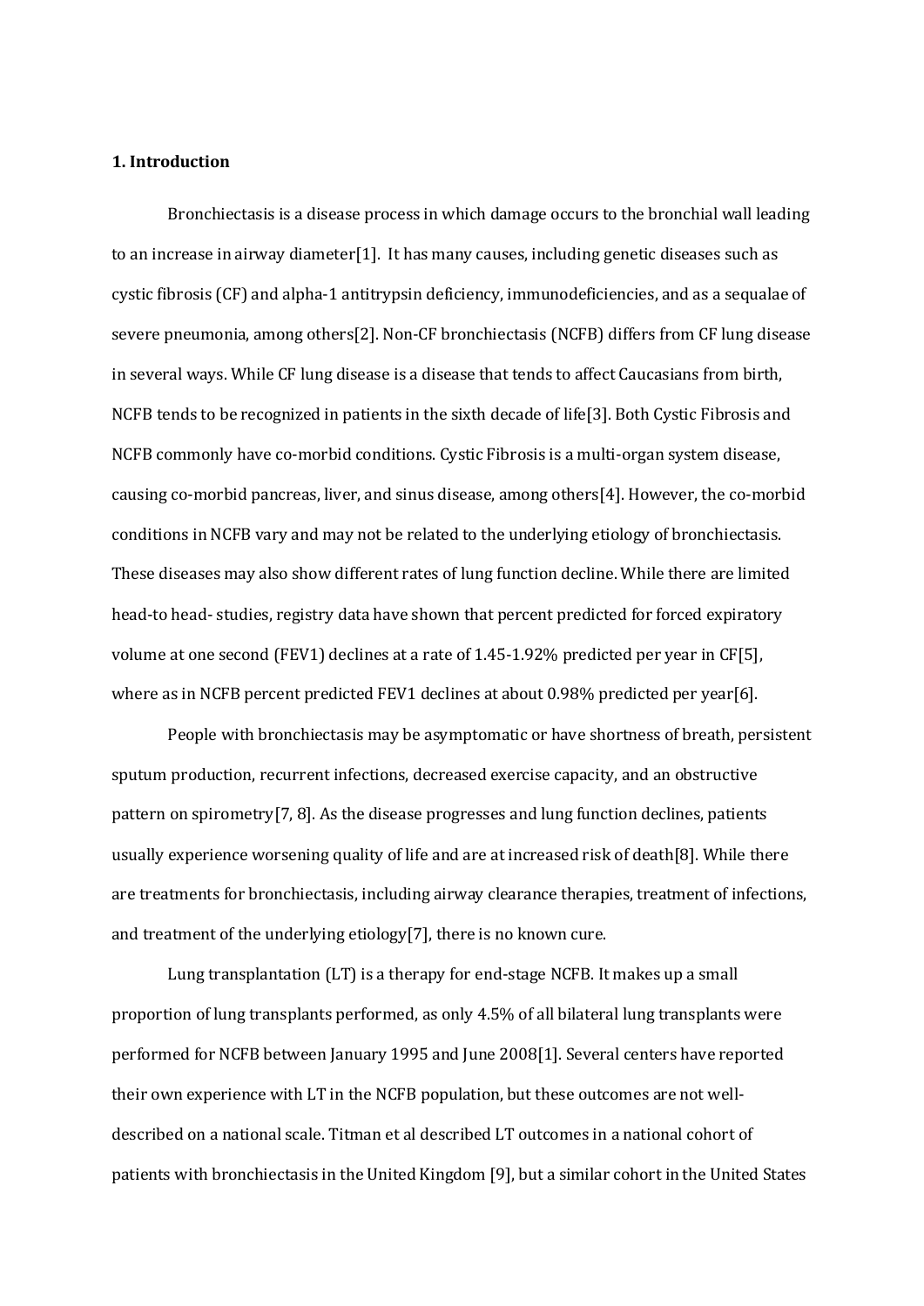## 1. Introduction

Bronchiectasis is a disease process in which damage occurs to the bronchial wall leading to an increase in airway diameter[1]. It has many causes, including genetic diseases such as cystic fibrosis (CF) and alpha-1 antitrypsin deficiency, immunodeficiencies, and as a sequalae of severe pneumonia, among others[2]. Non-CF bronchiectasis (NCFB) differs from CF lung disease in several ways. While CF lung disease is a disease that tends to affect Caucasians from birth, NCFB tends to be recognized in patients in the sixth decade of life[3]. Both Cystic Fibrosis and NCFB commonly have co-morbid conditions. Cystic Fibrosis is a multi-organ system disease, causing co-morbid pancreas, liver, and sinus disease, among others[4]. However, the co-morbid conditions in NCFB vary and may not be related to the underlying etiology of bronchiectasis. These diseases may also show different rates of lung function decline. While there are limited head-to head- studies, registry data have shown that percent predicted for forced expiratory volume at one second (FEV1) declines at a rate of 1.45-1.92% predicted per year in CF[5], where as in NCFB percent predicted FEV1 declines at about 0.98% predicted per year[6].

People with bronchiectasis may be asymptomatic or have shortness of breath, persistent sputum production, recurrent infections, decreased exercise capacity, and an obstructive pattern on spirometry[7, 8]. As the disease progresses and lung function declines, patients usually experience worsening quality of life and are at increased risk of death[8]. While there are treatments for bronchiectasis, including airway clearance therapies, treatment of infections, and treatment of the underlying etiology[7], there is no known cure.

Lung transplantation (LT) is a therapy for end-stage NCFB. It makes up a small proportion of lung transplants performed, as only 4.5% of all bilateral lung transplants were performed for NCFB between January 1995 and June 2008[1]. Several centers have reported their own experience with LT in the NCFB population, but these outcomes are not well-described on a national scale. Titman et al described LT outcomes in a national cohort of patients with bronchiectasis in the United Kingdom [9], but a similar cohort in the United States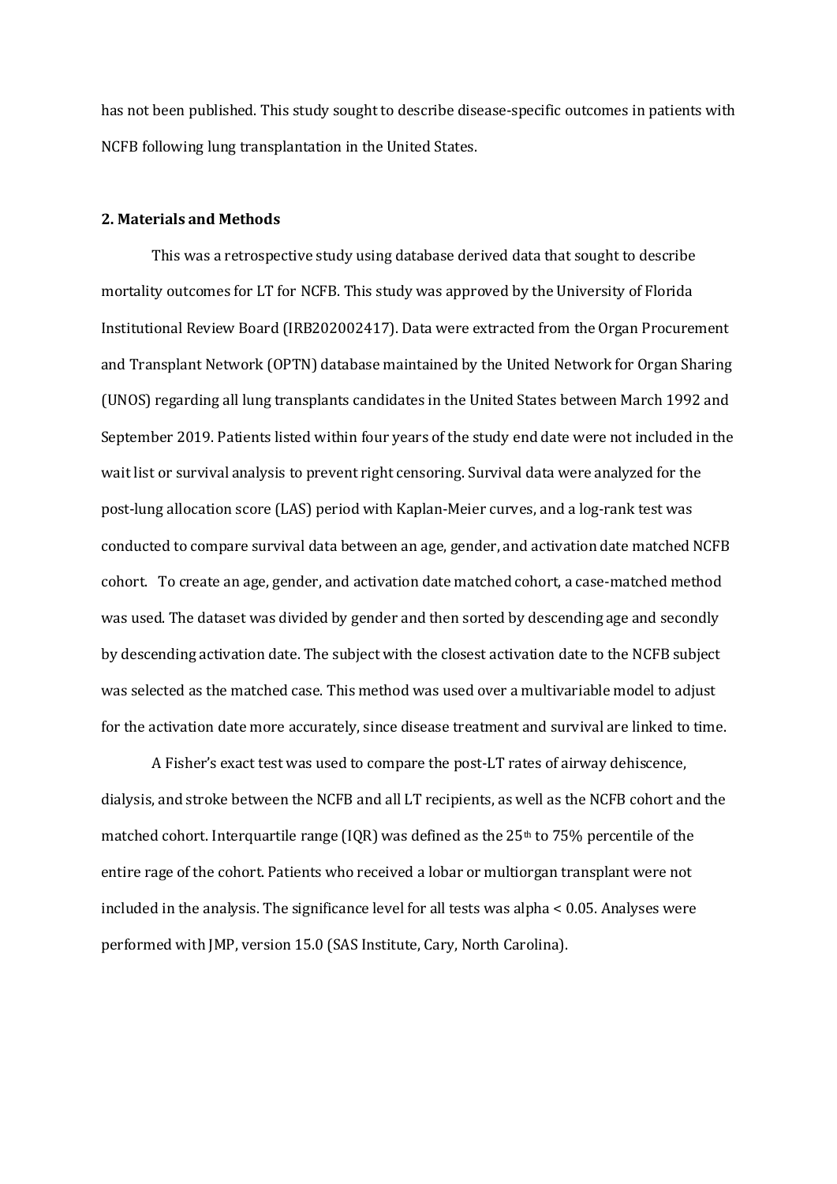has not been published. This study sought to describe disease-specific outcomes in patients with NCFB following lung transplantation in the United States.

## 2. Materials and Methods

This was a retrospective study using database derived data that sought to describe mortality outcomes for LT for NCFB. This study was approved by the University of Florida Institutional Review Board (IRB202002417). Data were extracted from the Organ Procurement and Transplant Network (OPTN) database maintained by the United Network for Organ Sharing (UNOS) regarding all lung transplants candidates in the United States between March 1992 and September 2019. Patients listed within four years of the study end date were not included in the wait list or survival analysis to prevent right censoring. Survival data were analyzed for the post-lung allocation score (LAS) period with Kaplan-Meier curves, and a log-rank test was conducted to compare survival data between an age, gender, and activation date matched NCFB cohort. To create an age, gender, and activation date matched cohort, a case-matched method was used. The dataset was divided by gender and then sorted by descending age and secondly by descending activation date. The subject with the closest activation date to the NCFB subject was selected as the matched case. This method was used over a multivariable model to adjust for the activation date more accurately, since disease treatment and survival are linked to time.

A Fisher's exact test was used to compare the post-LT rates of airway dehiscence, dialysis, and stroke between the NCFB and all LT recipients, as well as the NCFB cohort and the matched cohort. Interquartile range (IQR) was defined as the 25$^{th}$ to 75% percentile of the entire rage of the cohort. Patients who received a lobar or multiorgan transplant were not included in the analysis. The significance level for all tests was alpha < 0.05. Analyses were performed with JMP, version 15.0 (SAS Institute, Cary, North Carolina).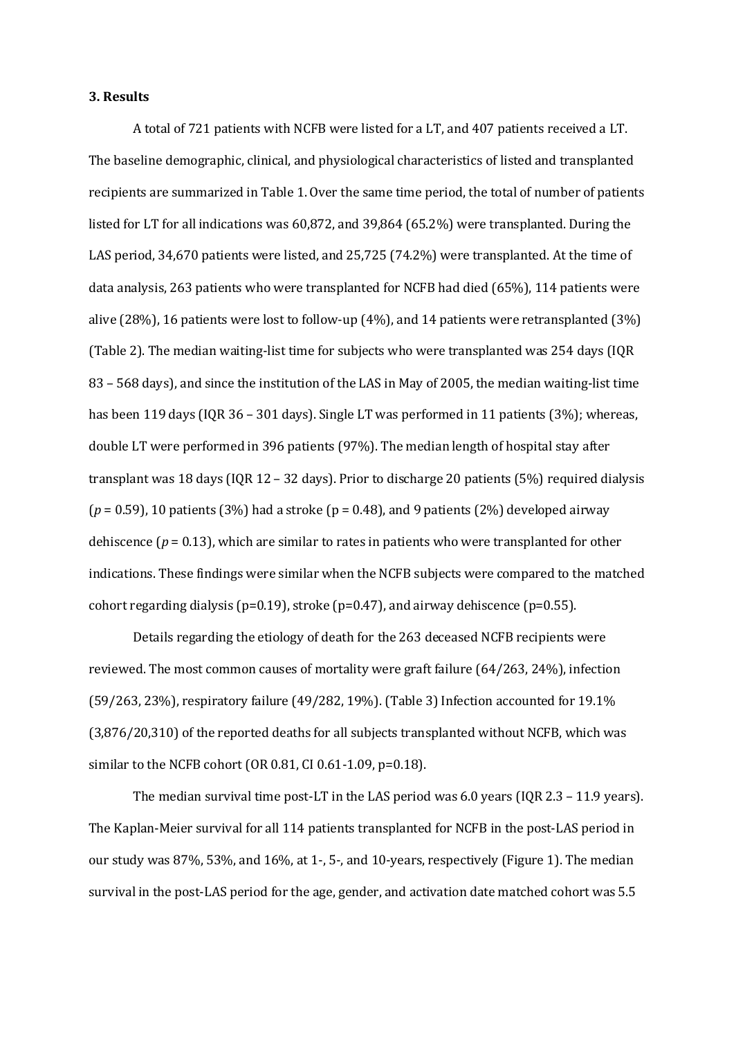### 3. Results

A total of 721 patients with NCFB were listed for a LT, and 407 patients received a LT. The baseline demographic, clinical, and physiological characteristics of listed and transplanted recipients are summarized in Table 1. Over the same time period, the total of number of patients listed for LT for all indications was 60,872, and 39,864 (65.2%) were transplanted. During the LAS period, 34,670 patients were listed, and 25,725 (74.2%) were transplanted. At the time of data analysis, 263 patients who were transplanted for NCFB had died (65%), 114 patients were alive (28%), 16 patients were lost to follow-up (4%), and 14 patients were retransplanted (3%) (Table 2). The median waiting-list time for subjects who were transplanted was 254 days (IQR 83 – 568 days), and since the institution of the LAS in May of 2005, the median waiting-list time has been 119 days (IQR 36 – 301 days). Single LT was performed in 11 patients (3%); whereas, double LT were performed in 396 patients (97%). The median length of hospital stay after transplant was 18 days (IQR 12 – 32 days). Prior to discharge 20 patients (5%) required dialysis ($p = 0.59$), 10 patients (3%) had a stroke ($p = 0.48$), and 9 patients (2%) developed airway dehiscence ($p = 0.13$), which are similar to rates in patients who were transplanted for other indications. These findings were similar when the NCFB subjects were compared to the matched cohort regarding dialysis ($p=0.19$), stroke ($p=0.47$), and airway dehiscence ($p=0.55$).

Details regarding the etiology of death for the 263 deceased NCFB recipients were reviewed. The most common causes of mortality were graft failure (64/263, 24%), infection (59/263, 23%), respiratory failure (49/282, 19%). (Table 3) Infection accounted for 19.1% (3,876/20,310) of the reported deaths for all subjects transplanted without NCFB, which was similar to the NCFB cohort (OR 0.81, CI 0.61-1.09, $p=0.18$).

The median survival time post-LT in the LAS period was 6.0 years (IQR 2.3 – 11.9 years). The Kaplan-Meier survival for all 114 patients transplanted for NCFB in the post-LAS period in our study was 87%, 53%, and 16%, at 1-, 5-, and 10-years, respectively (Figure 1). The median survival in the post-LAS period for the age, gender, and activation date matched cohort was 5.5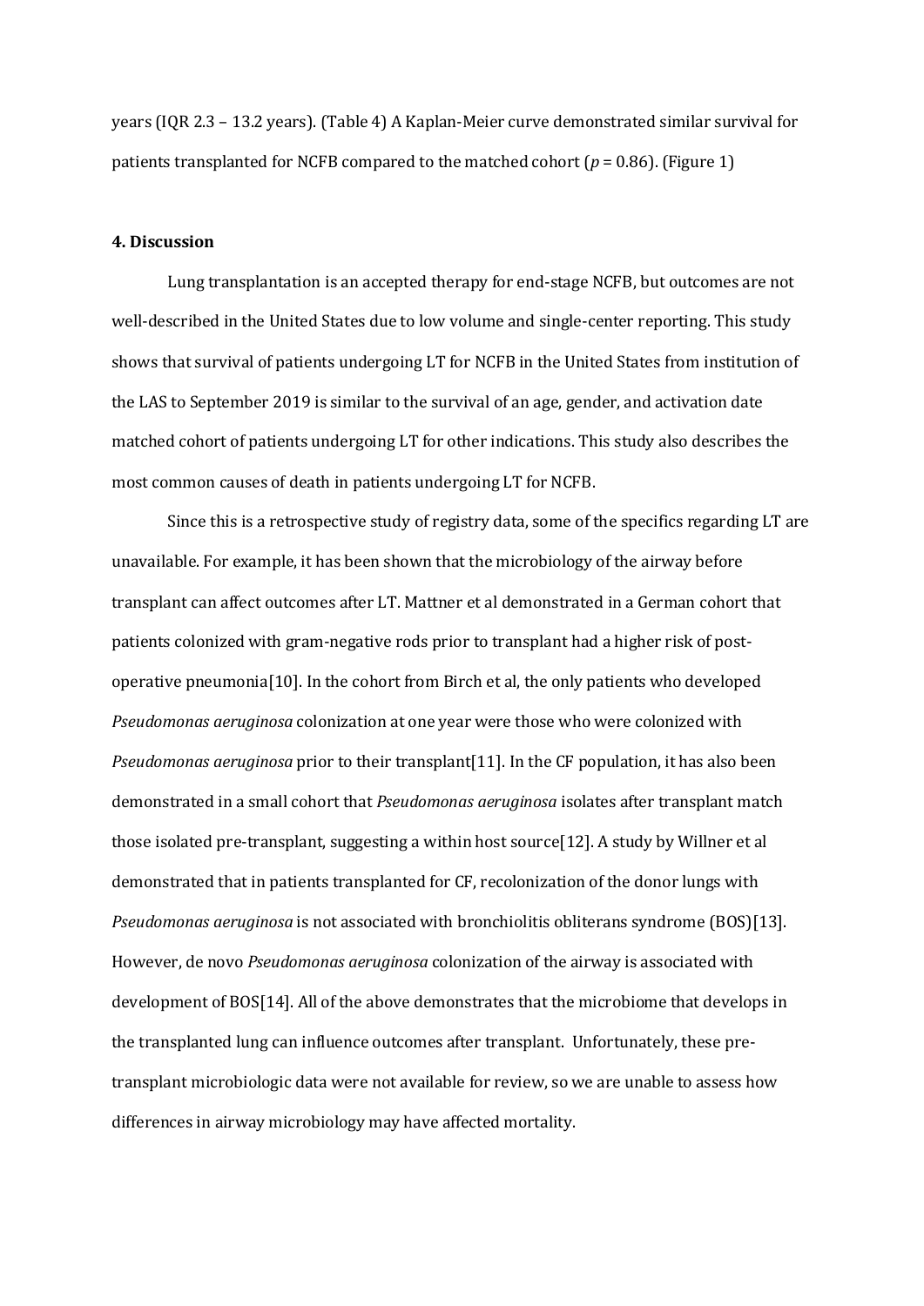years (IQR 2.3 – 13.2 years). (Table 4) A Kaplan-Meier curve demonstrated similar survival for patients transplanted for NCFB compared to the matched cohort ($p = 0.86$). (Figure 1)

## 4. Discussion

Lung transplantation is an accepted therapy for end-stage NCFB, but outcomes are not well-described in the United States due to low volume and single-center reporting. This study shows that survival of patients undergoing LT for NCFB in the United States from institution of the LAS to September 2019 is similar to the survival of an age, gender, and activation date matched cohort of patients undergoing LT for other indications. This study also describes the most common causes of death in patients undergoing LT for NCFB.

Since this is a retrospective study of registry data, some of the specifics regarding LT are unavailable. For example, it has been shown that the microbiology of the airway before transplant can affect outcomes after LT. Mattner et al demonstrated in a German cohort that patients colonized with gram-negative rods prior to transplant had a higher risk of post-operative pneumonia[10]. In the cohort from Birch et al, the only patients who developed *Pseudomonas aeruginosa* colonization at one year were those who were colonized with *Pseudomonas aeruginosa* prior to their transplant[11]. In the CF population, it has also been demonstrated in a small cohort that *Pseudomonas aeruginosa* isolates after transplant match those isolated pre-transplant, suggesting a within host source[12]. A study by Willner et al demonstrated that in patients transplanted for CF, recolonization of the donor lungs with *Pseudomonas aeruginosa* is not associated with bronchiolitis obliterans syndrome (BOS)[13]. However, de novo *Pseudomonas aeruginosa* colonization of the airway is associated with development of BOS[14]. All of the above demonstrates that the microbiome that develops in the transplanted lung can influence outcomes after transplant. Unfortunately, these pre-transplant microbiologic data were not available for review, so we are unable to assess how differences in airway microbiology may have affected mortality.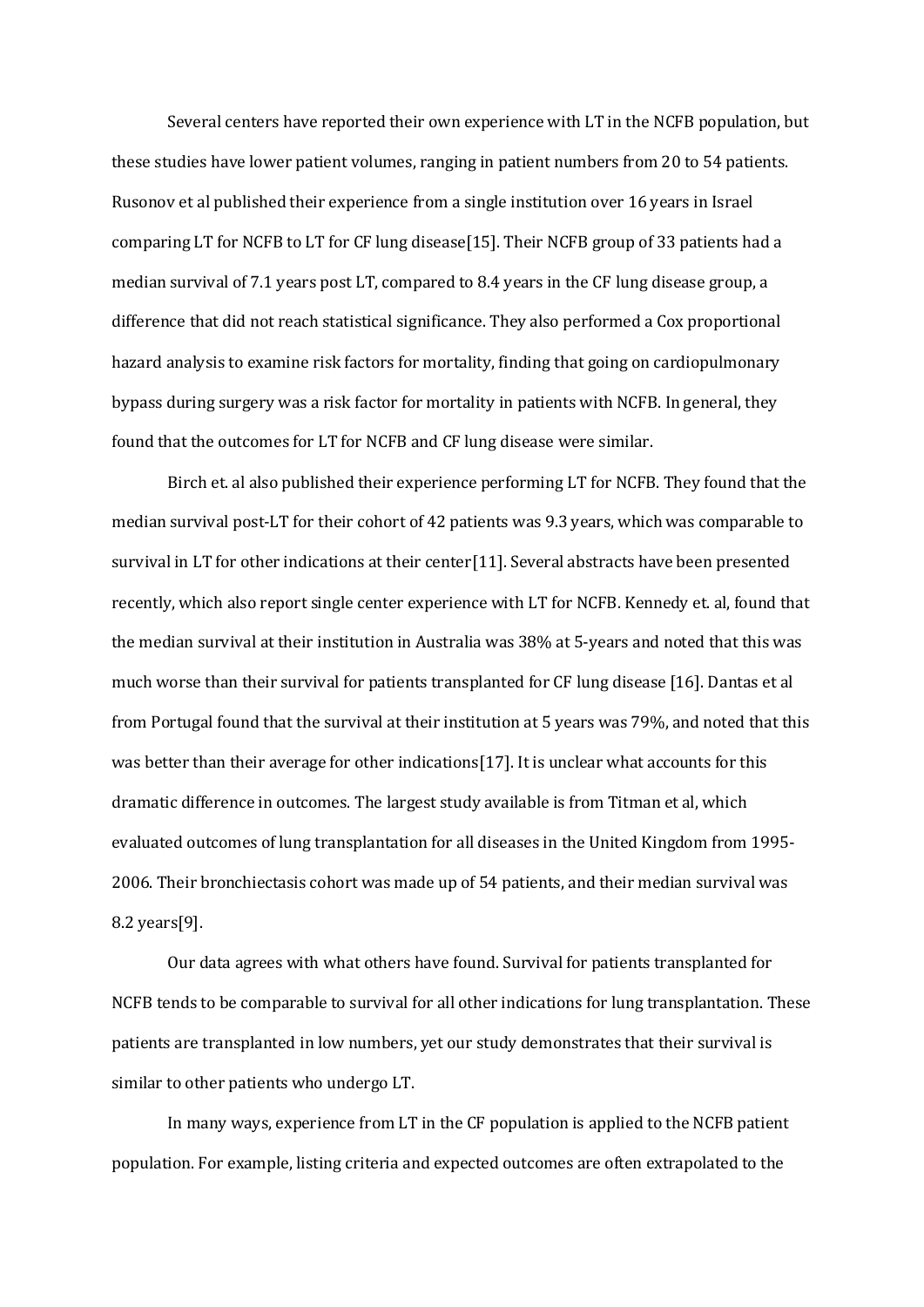Several centers have reported their own experience with LT in the NCFB population, but these studies have lower patient volumes, ranging in patient numbers from 20 to 54 patients. Rusonov et al published their experience from a single institution over 16 years in Israel comparing LT for NCFB to LT for CF lung disease[15]. Their NCFB group of 33 patients had a median survival of 7.1 years post LT, compared to 8.4 years in the CF lung disease group, a difference that did not reach statistical significance. They also performed a Cox proportional hazard analysis to examine risk factors for mortality, finding that going on cardiopulmonary bypass during surgery was a risk factor for mortality in patients with NCFB. In general, they found that the outcomes for LT for NCFB and CF lung disease were similar.

Birch et. al also published their experience performing LT for NCFB. They found that the median survival post-LT for their cohort of 42 patients was 9.3 years, which was comparable to survival in LT for other indications at their center[11]. Several abstracts have been presented recently, which also report single center experience with LT for NCFB. Kennedy et. al, found that the median survival at their institution in Australia was 38% at 5-years and noted that this was much worse than their survival for patients transplanted for CF lung disease [16]. Dantas et al from Portugal found that the survival at their institution at 5 years was 79%, and noted that this was better than their average for other indications[17]. It is unclear what accounts for this dramatic difference in outcomes. The largest study available is from Titman et al, which evaluated outcomes of lung transplantation for all diseases in the United Kingdom from 1995-2006. Their bronchiectasis cohort was made up of 54 patients, and their median survival was 8.2 years[9].

Our data agrees with what others have found. Survival for patients transplanted for NCFB tends to be comparable to survival for all other indications for lung transplantation. These patients are transplanted in low numbers, yet our study demonstrates that their survival is similar to other patients who undergo LT.

In many ways, experience from LT in the CF population is applied to the NCFB patient population. For example, listing criteria and expected outcomes are often extrapolated to the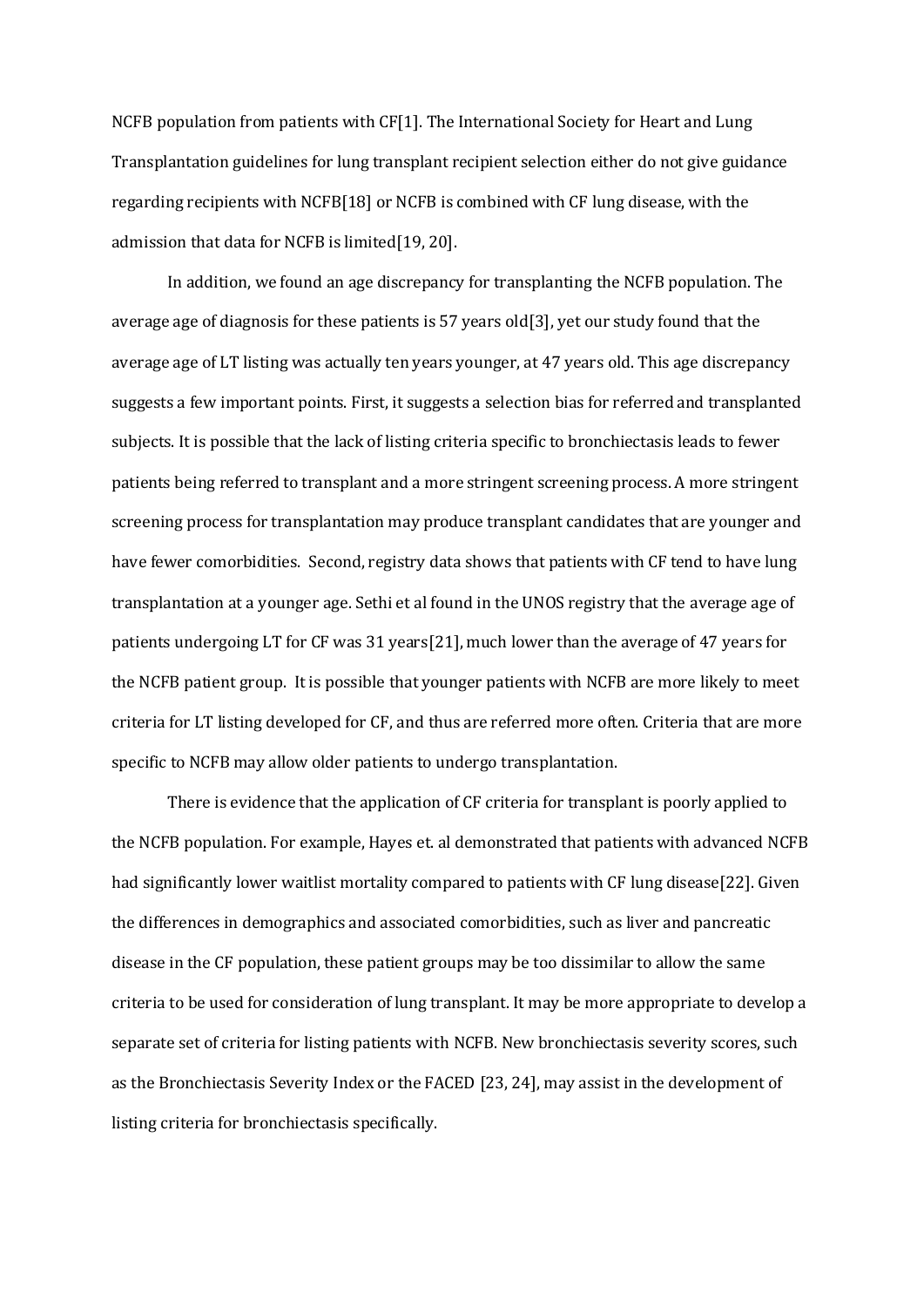NCFB population from patients with CF[1]. The International Society for Heart and Lung Transplantation guidelines for lung transplant recipient selection either do not give guidance regarding recipients with NCFB[18] or NCFB is combined with CF lung disease, with the admission that data for NCFB is limited[19, 20].

In addition, we found an age discrepancy for transplanting the NCFB population. The average age of diagnosis for these patients is 57 years old[3], yet our study found that the average age of LT listing was actually ten years younger, at 47 years old. This age discrepancy suggests a few important points. First, it suggests a selection bias for referred and transplanted subjects. It is possible that the lack of listing criteria specific to bronchiectasis leads to fewer patients being referred to transplant and a more stringent screening process. A more stringent screening process for transplantation may produce transplant candidates that are younger and have fewer comorbidities. Second, registry data shows that patients with CF tend to have lung transplantation at a younger age. Sethi et al found in the UNOS registry that the average age of patients undergoing LT for CF was 31 years[21], much lower than the average of 47 years for the NCFB patient group. It is possible that younger patients with NCFB are more likely to meet criteria for LT listing developed for CF, and thus are referred more often. Criteria that are more specific to NCFB may allow older patients to undergo transplantation.

There is evidence that the application of CF criteria for transplant is poorly applied to the NCFB population. For example, Hayes et. al demonstrated that patients with advanced NCFB had significantly lower waitlist mortality compared to patients with CF lung disease[22]. Given the differences in demographics and associated comorbidities, such as liver and pancreatic disease in the CF population, these patient groups may be too dissimilar to allow the same criteria to be used for consideration of lung transplant. It may be more appropriate to develop a separate set of criteria for listing patients with NCFB. New bronchiectasis severity scores, such as the Bronchiectasis Severity Index or the FACED [23, 24], may assist in the development of listing criteria for bronchiectasis specifically.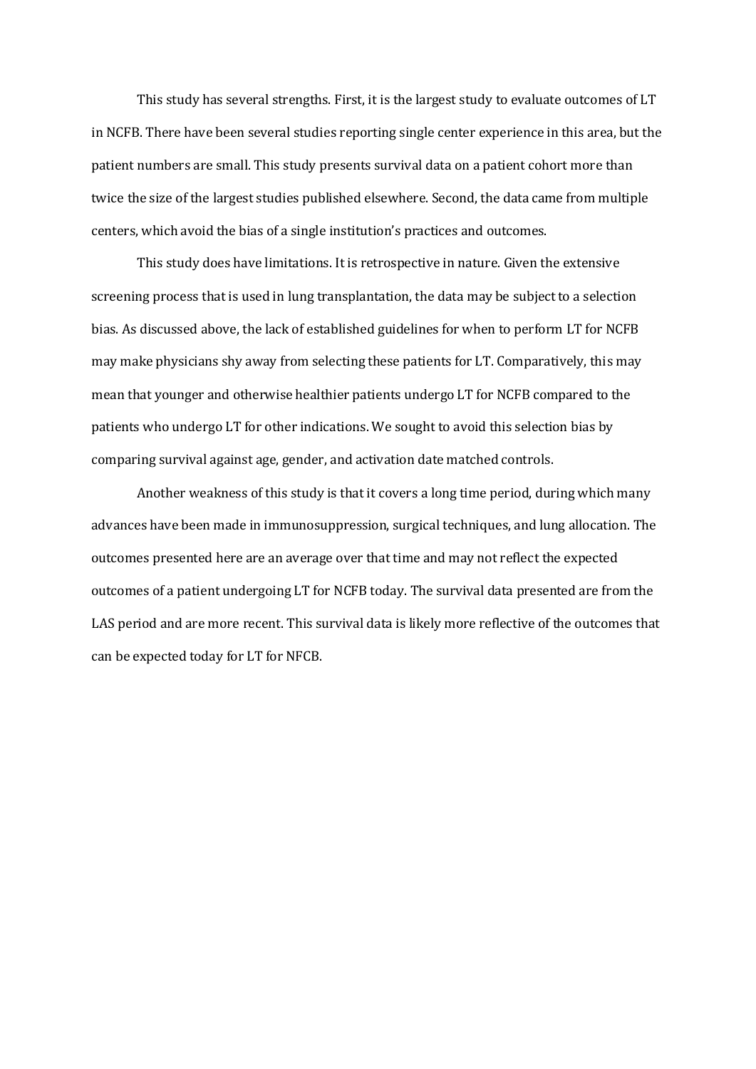This study has several strengths. First, it is the largest study to evaluate outcomes of LT in NCFB. There have been several studies reporting single center experience in this area, but the patient numbers are small. This study presents survival data on a patient cohort more than twice the size of the largest studies published elsewhere. Second, the data came from multiple centers, which avoid the bias of a single institution's practices and outcomes.

This study does have limitations. It is retrospective in nature. Given the extensive screening process that is used in lung transplantation, the data may be subject to a selection bias. As discussed above, the lack of established guidelines for when to perform LT for NCFB may make physicians shy away from selecting these patients for LT. Comparatively, this may mean that younger and otherwise healthier patients undergo LT for NCFB compared to the patients who undergo LT for other indications. We sought to avoid this selection bias by comparing survival against age, gender, and activation date matched controls.

Another weakness of this study is that it covers a long time period, during which many advances have been made in immunosuppression, surgical techniques, and lung allocation. The outcomes presented here are an average over that time and may not reflect the expected outcomes of a patient undergoing LT for NCFB today. The survival data presented are from the LAS period and are more recent. This survival data is likely more reflective of the outcomes that can be expected today for LT for NFCB.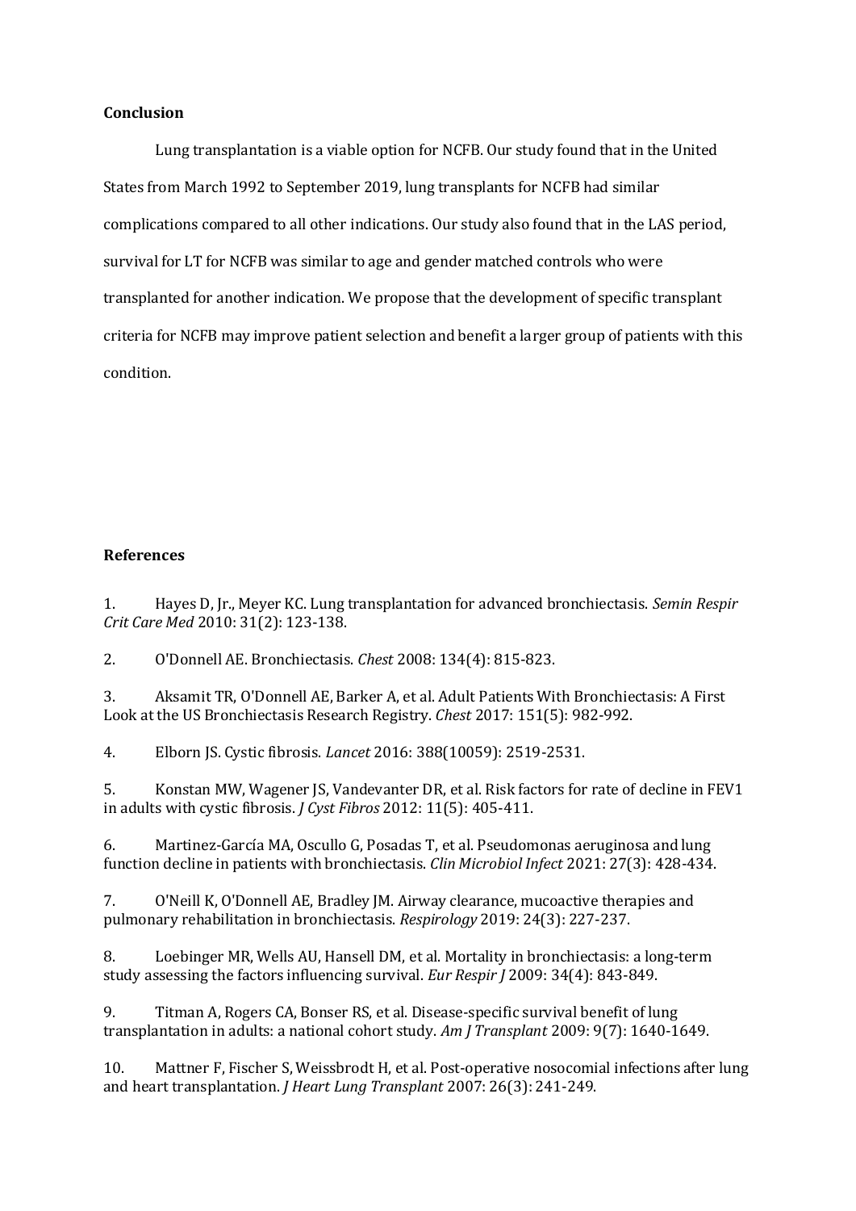**Conclusion**

Lung transplantation is a viable option for NCFB. Our study found that in the United States from March 1992 to September 2019, lung transplants for NCFB had similar complications compared to all other indications. Our study also found that in the LAS period, survival for LT for NCFB was similar to age and gender matched controls who were transplanted for another indication. We propose that the development of specific transplant criteria for NCFB may improve patient selection and benefit a larger group of patients with this condition.

**References**

1. Hayes D, Jr., Meyer KC. Lung transplantation for advanced bronchiectasis. *Semin Respir Crit Care Med* 2010: 31(2): 123-138.

2. O'Donnell AE. Bronchiectasis. *Chest* 2008: 134(4): 815-823.

3. Aksamit TR, O'Donnell AE, Barker A, et al. Adult Patients With Bronchiectasis: A First Look at the US Bronchiectasis Research Registry. *Chest* 2017: 151(5): 982-992.

4. Elborn JS. Cystic fibrosis. *Lancet* 2016: 388(10059): 2519-2531.

5. Konstan MW, Wagener JS, Vandevanter DR, et al. Risk factors for rate of decline in FEV1 in adults with cystic fibrosis. *J Cyst Fibros* 2012: 11(5): 405-411.

6. Martinez-García MA, Oscullo G, Posadas T, et al. Pseudomonas aeruginosa and lung function decline in patients with bronchiectasis. *Clin Microbiol Infect* 2021: 27(3): 428-434.

7. O'Neill K, O'Donnell AE, Bradley JM. Airway clearance, mucoactive therapies and pulmonary rehabilitation in bronchiectasis. *Respirology* 2019: 24(3): 227-237.

8. Loebinger MR, Wells AU, Hansell DM, et al. Mortality in bronchiectasis: a long-term study assessing the factors influencing survival. *Eur Respir J* 2009: 34(4): 843-849.

9. Titman A, Rogers CA, Bonser RS, et al. Disease-specific survival benefit of lung transplantation in adults: a national cohort study. *Am J Transplant* 2009: 9(7): 1640-1649.

10. Mattner F, Fischer S, Weissbrodt H, et al. Post-operative nosocomial infections after lung and heart transplantation. *J Heart Lung Transplant* 2007: 26(3): 241-249.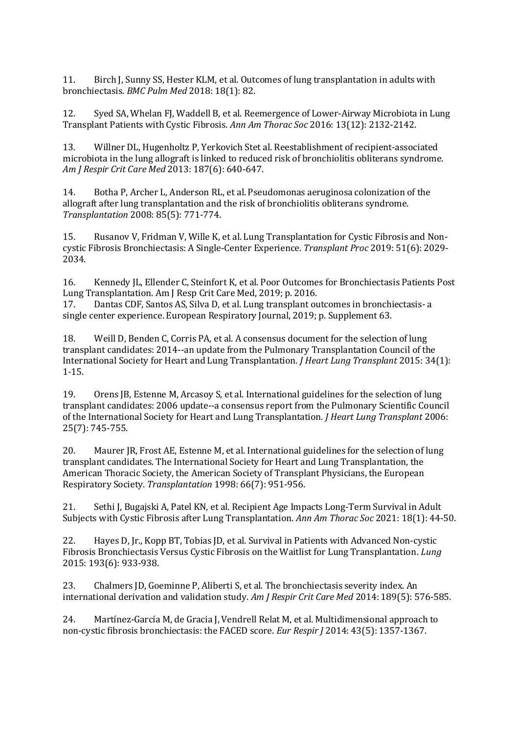11. Birch J, Sunny SS, Hester KLM, et al. Outcomes of lung transplantation in adults with bronchiectasis. *BMC Pulm Med* 2018: 18(1): 82.

12. Syed SA, Whelan FJ, Waddell B, et al. Reemergence of Lower-Airway Microbiota in Lung Transplant Patients with Cystic Fibrosis. *Ann Am Thorac Soc* 2016: 13(12): 2132-2142.

13. Willner DL, Hugenholtz P, Yerkovich Stet al. Reestablishment of recipient-associated microbiota in the lung allograft is linked to reduced risk of bronchiolitis obliterans syndrome. *Am J Respir Crit Care Med* 2013: 187(6): 640-647.

14. Botha P, Archer L, Anderson RL, et al. Pseudomonas aeruginosa colonization of the allograft after lung transplantation and the risk of bronchiolitis obliterans syndrome. *Transplantation* 2008: 85(5): 771-774.

15. Rusanov V, Fridman V, Wille K, et al. Lung Transplantation for Cystic Fibrosis and Non-cystic Fibrosis Bronchiectasis: A Single-Center Experience. *Transplant Proc* 2019: 51(6): 2029-2034.

16. Kennedy JL, Ellender C, Steinfort K, et al. Poor Outcomes for Bronchiectasis Patients Post Lung Transplantation. Am J Resp Crit Care Med, 2019; p. 2016.

17. Dantas CDF, Santos AS, Silva D, et al. Lung transplant outcomes in bronchiectasis- a single center experience. European Respiratory Journal, 2019; p. Supplement 63.

18. Weill D, Benden C, Corris PA, et al. A consensus document for the selection of lung transplant candidates: 2014--an update from the Pulmonary Transplantation Council of the International Society for Heart and Lung Transplantation. *J Heart Lung Transplant* 2015: 34(1): 1-15.

19. Orens JB, Estenne M, Arcasoy S, et al. International guidelines for the selection of lung transplant candidates: 2006 update--a consensus report from the Pulmonary Scientific Council of the International Society for Heart and Lung Transplantation. *J Heart Lung Transplant* 2006: 25(7): 745-755.

20. Maurer JR, Frost AE, Estenne M, et al. International guidelines for the selection of lung transplant candidates. The International Society for Heart and Lung Transplantation, the American Thoracic Society, the American Society of Transplant Physicians, the European Respiratory Society. *Transplantation* 1998: 66(7): 951-956.

21. Sethi J, Bugajski A, Patel KN, et al. Recipient Age Impacts Long-Term Survival in Adult Subjects with Cystic Fibrosis after Lung Transplantation. *Ann Am Thorac Soc* 2021: 18(1): 44-50.

22. Hayes D, Jr., Kopp BT, Tobias JD, et al. Survival in Patients with Advanced Non-cystic Fibrosis Bronchiectasis Versus Cystic Fibrosis on the Waitlist for Lung Transplantation. *Lung* 2015: 193(6): 933-938.

23. Chalmers JD, Goeminne P, Aliberti S, et al. The bronchiectasis severity index. An international derivation and validation study. *Am J Respir Crit Care Med* 2014: 189(5): 576-585.

24. Martínez-García M, de Gracia J, Vendrell Relat M, et al. Multidimensional approach to non-cystic fibrosis bronchiectasis: the FACED score. *Eur Respir J* 2014: 43(5): 1357-1367.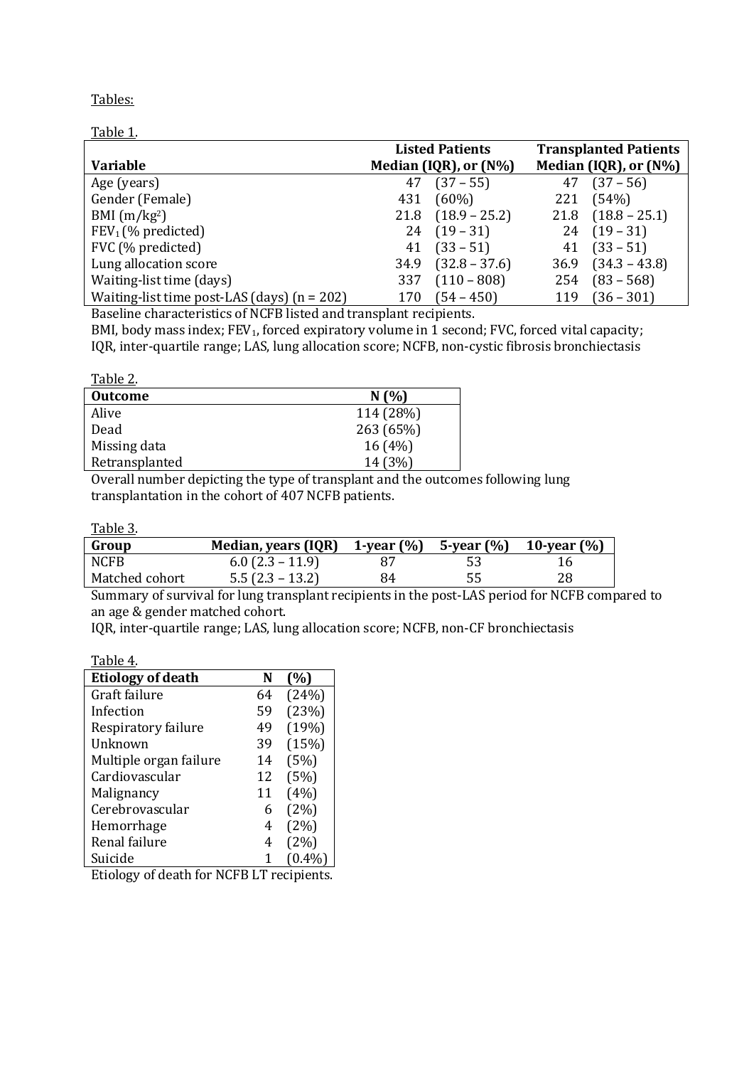Tables:

Table 1.

| Variable | Listed Patients Median (IQR), or (N%) | | Transplanted Patients Median (IQR), or (N%) | |
|---|---|---|---|---|
| Age (years) | 47 | (37 – 55) | 47 | (37 – 56) |
| Gender (Female) | 431 | (60%) | 221 | (54%) |
| BMI (m/kg$^2$) | 21.8 | (18.9 – 25.2) | 21.8 | (18.8 – 25.1) |
| $FEV_1$ (% predicted) | 24 | (19 – 31) | 24 | (19 – 31) |
| FVC (% predicted) | 41 | (33 – 51) | 41 | (33 – 51) |
| Lung allocation score | 34.9 | (32.8 – 37.6) | 36.9 | (34.3 – 43.8) |
| Waiting-list time (days) | 337 | (110 – 808) | 254 | (83 – 568) |
| Waiting-list time post-LAS (days) (n = 202) | 170 | (54 – 450) | 119 | (36 – 301) |

Baseline characteristics of NCFB listed and transplant recipients.

BMI, body mass index; $FEV_1$, forced expiratory volume in 1 second; FVC, forced vital capacity; IQR, inter-quartile range; LAS, lung allocation score; NCFB, non-cystic fibrosis bronchiectasis

Table 2.

| Outcome | N (%) |
|---|---|
| Alive | 114 (28%) |
| Dead | 263 (65%) |
| Missing data | 16 (4%) |
| Retransplanted | 14 (3%) |

Overall number depicting the type of transplant and the outcomes following lung transplantation in the cohort of 407 NCFB patients.

Table 3.

| Group | Median, years (IQR) | 1-year (%) | 5-year (%) | 10-year (%) |
|---|---|---|---|---|
| NCFB | 6.0 (2.3 – 11.9) | 87 | 53 | 16 |
| Matched cohort | 5.5 (2.3 – 13.2) | 84 | 55 | 28 |

Summary of survival for lung transplant recipients in the post-LAS period for NCFB compared to an age & gender matched cohort.

IQR, inter-quartile range; LAS, lung allocation score; NCFB, non-CF bronchiectasis

Table 4.

| Etiology of death | N | (%) |
|---|---|---|
| Graft failure | 64 | (24%) |
| Infection | 59 | (23%) |
| Respiratory failure | 49 | (19%) |
| Unknown | 39 | (15%) |
| Multiple organ failure | 14 | (5%) |
| Cardiovascular | 12 | (5%) |
| Malignancy | 11 | (4%) |
| Cerebrovascular | 6 | (2%) |
| Hemorrhage | 4 | (2%) |
| Renal failure | 4 | (2%) |
| Suicide | 1 | (0.4%) |

Etiology of death for NCFB LT recipients.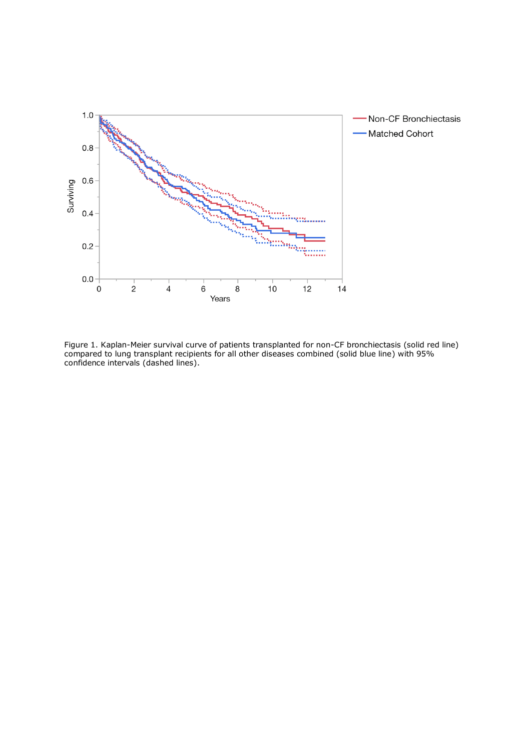1.0
0.8
0.6
0.4
0.2
0.0

Surviving

0 2 4 6 8 10 12 14

Years

Non-CF Bronchiectasis

Matched Cohort

Figure 1. Kaplan-Meier survival curve of patients transplanted for non-CF bronchiectasis (solid red line) compared to lung transplant recipients for all other diseases combined (solid blue line) with 95% confidence intervals (dashed lines).